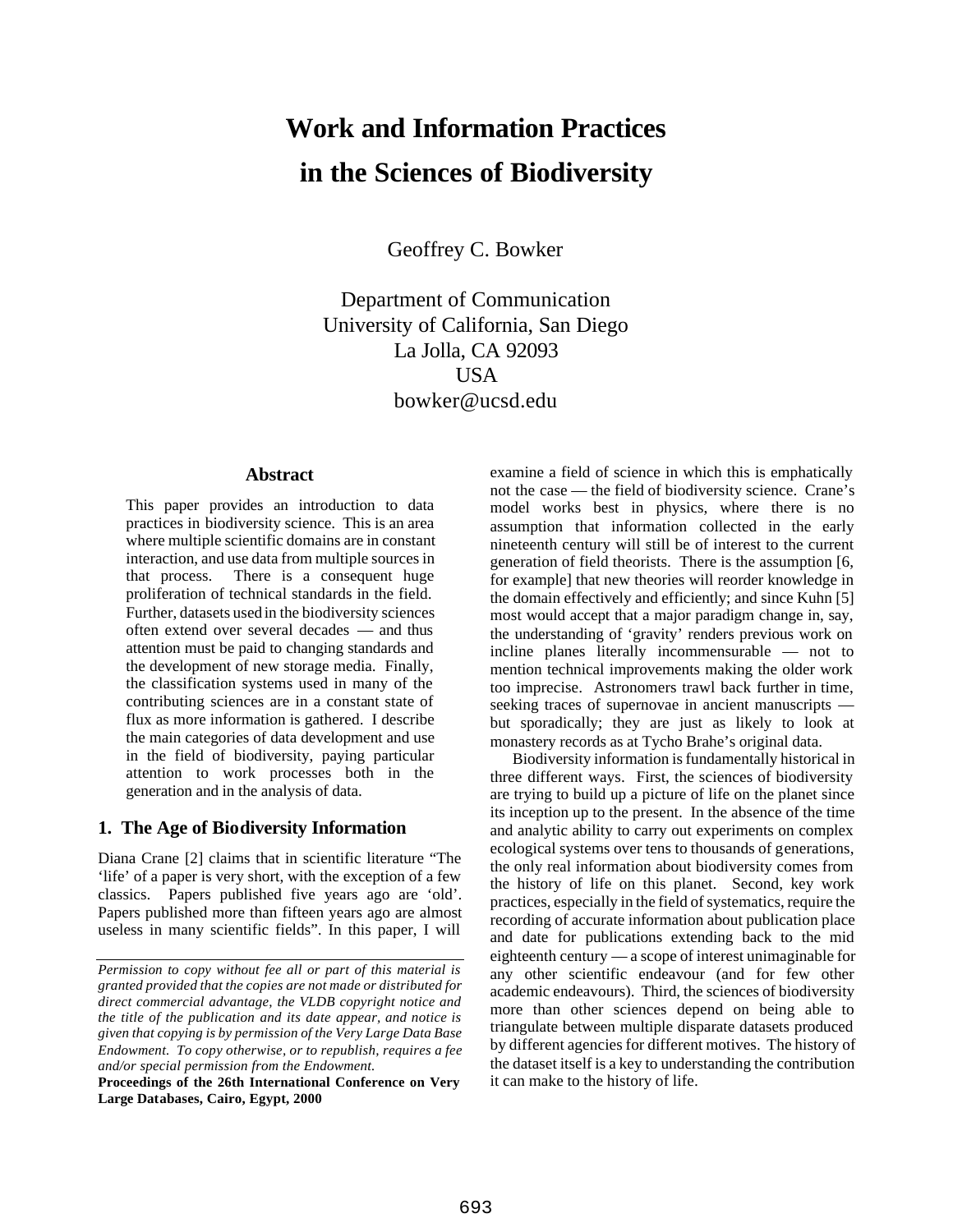# Work and Information Practices in the Sciences of Biodiversity

Geoffrey C. Bowker

Department of Communication
University of California, San Diego
La Jolla, CA 92093
USA
bowker@ucsd.edu

### Abstract

This paper provides an introduction to data practices in biodiversity science. This is an area where multiple scientific domains are in constant interaction, and use data from multiple sources in that process. There is a consequent huge proliferation of technical standards in the field. Further, datasets used in the biodiversity sciences often extend over several decades — and thus attention must be paid to changing standards and the development of new storage media. Finally, the classification systems used in many of the contributing sciences are in a constant state of flux as more information is gathered. I describe the main categories of data development and use in the field of biodiversity, paying particular attention to work processes both in the generation and in the analysis of data.

## 1. The Age of Biodiversity Information

Diana Crane [2] claims that in scientific literature "The 'life' of a paper is very short, with the exception of a few classics. Papers published five years ago are 'old'. Papers published more than fifteen years ago are almost useless in many scientific fields". In this paper, I will examine a field of science in which this is emphatically not the case — the field of biodiversity science. Crane's model works best in physics, where there is no assumption that information collected in the early nineteenth century will still be of interest to the current generation of field theorists. There is the assumption [6, for example] that new theories will reorder knowledge in the domain effectively and efficiently; and since Kuhn [5] most would accept that a major paradigm change in, say, the understanding of 'gravity' renders previous work on incline planes literally incommensurable — not to mention technical improvements making the older work too imprecise. Astronomers trawl back further in time, seeking traces of supernovae in ancient manuscripts — but sporadically; they are just as likely to look at monastery records as at Tycho Brahe's original data.

Biodiversity information is fundamentally historical in three different ways. First, the sciences of biodiversity are trying to build up a picture of life on the planet since its inception up to the present. In the absence of the time and analytic ability to carry out experiments on complex ecological systems over tens to thousands of generations, the only real information about biodiversity comes from the history of life on this planet. Second, key work practices, especially in the field of systematics, require the recording of accurate information about publication place and date for publications extending back to the mid eighteenth century — a scope of interest unimaginable for any other scientific endeavour (and for few other academic endeavours). Third, the sciences of biodiversity more than other sciences depend on being able to triangulate between multiple disparate datasets produced by different agencies for different motives. The history of the dataset itself is a key to understanding the contribution it can make to the history of life.

*Permission to copy without fee all or part of this material is granted provided that the copies are not made or distributed for direct commercial advantage, the VLDB copyright notice and the title of the publication and its date appear, and notice is given that copying is by permission of the Very Large Data Base Endowment. To copy otherwise, or to republish, requires a fee and/or special permission from the Endowment.*

**Proceedings of the 26th International Conference on Very Large Databases, Cairo, Egypt, 2000**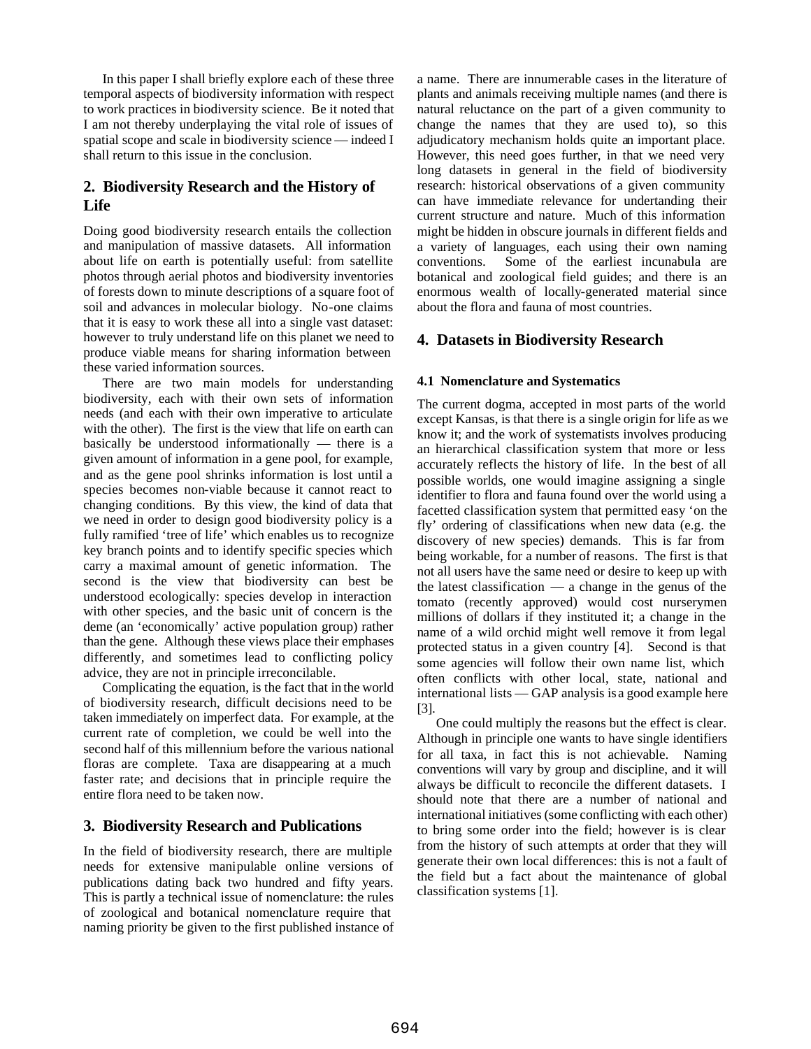In this paper I shall briefly explore each of these three temporal aspects of biodiversity information with respect to work practices in biodiversity science. Be it noted that I am not thereby underplaying the vital role of issues of spatial scope and scale in biodiversity science — indeed I shall return to this issue in the conclusion.

## 2. Biodiversity Research and the History of Life

Doing good biodiversity research entails the collection and manipulation of massive datasets. All information about life on earth is potentially useful: from satellite photos through aerial photos and biodiversity inventories of forests down to minute descriptions of a square foot of soil and advances in molecular biology. No-one claims that it is easy to work these all into a single vast dataset: however to truly understand life on this planet we need to produce viable means for sharing information between these varied information sources.

There are two main models for understanding biodiversity, each with their own sets of information needs (and each with their own imperative to articulate with the other). The first is the view that life on earth can basically be understood informationally — there is a given amount of information in a gene pool, for example, and as the gene pool shrinks information is lost until a species becomes non-viable because it cannot react to changing conditions. By this view, the kind of data that we need in order to design good biodiversity policy is a fully ramified 'tree of life' which enables us to recognize key branch points and to identify specific species which carry a maximal amount of genetic information. The second is the view that biodiversity can best be understood ecologically: species develop in interaction with other species, and the basic unit of concern is the deme (an 'economically' active population group) rather than the gene. Although these views place their emphases differently, and sometimes lead to conflicting policy advice, they are not in principle irreconcilable.

Complicating the equation, is the fact that in the world of biodiversity research, difficult decisions need to be taken immediately on imperfect data. For example, at the current rate of completion, we could be well into the second half of this millennium before the various national floras are complete. Taxa are disappearing at a much faster rate; and decisions that in principle require the entire flora need to be taken now.

## 3. Biodiversity Research and Publications

In the field of biodiversity research, there are multiple needs for extensive manipulable online versions of publications dating back two hundred and fifty years. This is partly a technical issue of nomenclature: the rules of zoological and botanical nomenclature require that naming priority be given to the first published instance of a name. There are innumerable cases in the literature of plants and animals receiving multiple names (and there is natural reluctance on the part of a given community to change the names that they are used to), so this adjudicatory mechanism holds quite an important place. However, this need goes further, in that we need very long datasets in general in the field of biodiversity research: historical observations of a given community can have immediate relevance for undertanding their current structure and nature. Much of this information might be hidden in obscure journals in different fields and a variety of languages, each using their own naming conventions. Some of the earliest incunabula are botanical and zoological field guides; and there is an enormous wealth of locally-generated material since about the flora and fauna of most countries.

## 4. Datasets in Biodiversity Research

### 4.1 Nomenclature and Systematics

The current dogma, accepted in most parts of the world except Kansas, is that there is a single origin for life as we know it; and the work of systematists involves producing an hierarchical classification system that more or less accurately reflects the history of life. In the best of all possible worlds, one would imagine assigning a single identifier to flora and fauna found over the world using a facetted classification system that permitted easy 'on the fly' ordering of classifications when new data (e.g. the discovery of new species) demands. This is far from being workable, for a number of reasons. The first is that not all users have the same need or desire to keep up with the latest classification — a change in the genus of the tomato (recently approved) would cost nurserymen millions of dollars if they instituted it; a change in the name of a wild orchid might well remove it from legal protected status in a given country [4]. Second is that some agencies will follow their own name list, which often conflicts with other local, state, national and international lists — GAP analysis is a good example here [3].

One could multiply the reasons but the effect is clear. Although in principle one wants to have single identifiers for all taxa, in fact this is not achievable. Naming conventions will vary by group and discipline, and it will always be difficult to reconcile the different datasets. I should note that there are a number of national and international initiatives (some conflicting with each other) to bring some order into the field; however is is clear from the history of such attempts at order that they will generate their own local differences: this is not a fault of the field but a fact about the maintenance of global classification systems [1].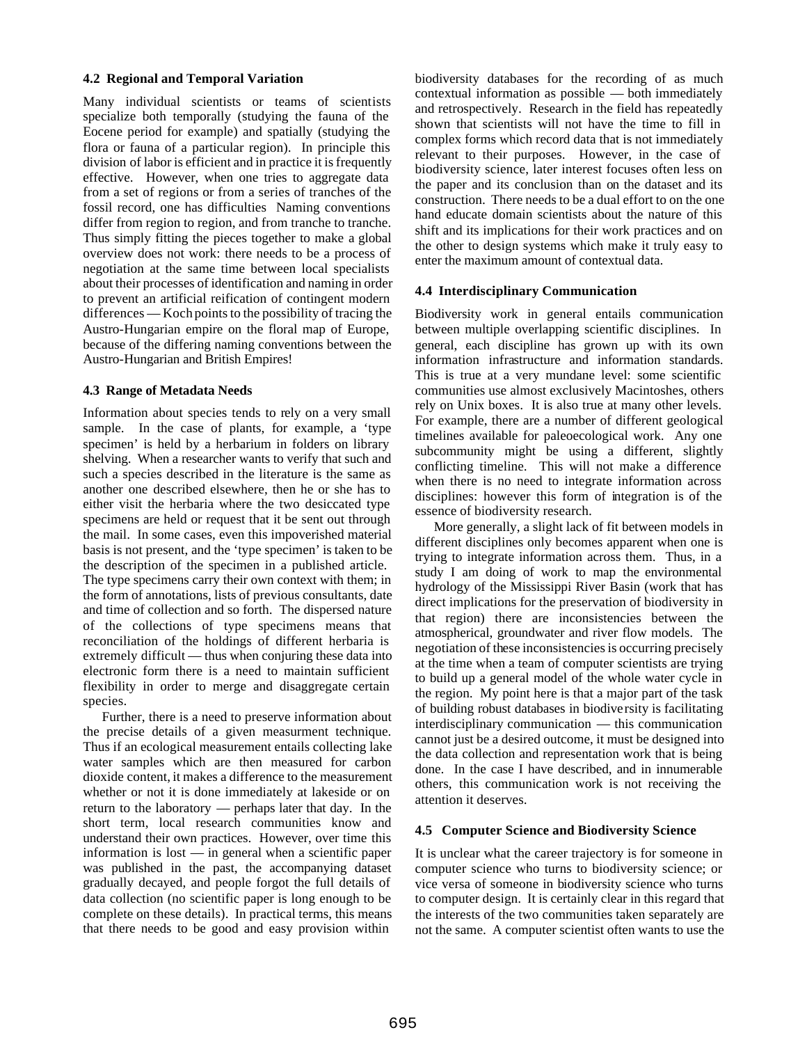### 4.2 Regional and Temporal Variation

Many individual scientists or teams of scientists specialize both temporally (studying the fauna of the Eocene period for example) and spatially (studying the flora or fauna of a particular region). In principle this division of labor is efficient and in practice it is frequently effective. However, when one tries to aggregate data from a set of regions or from a series of tranches of the fossil record, one has difficulties Naming conventions differ from region to region, and from tranche to tranche. Thus simply fitting the pieces together to make a global overview does not work: there needs to be a process of negotiation at the same time between local specialists about their processes of identification and naming in order to prevent an artificial reification of contingent modern differences — Koch points to the possibility of tracing the Austro-Hungarian empire on the floral map of Europe, because of the differing naming conventions between the Austro-Hungarian and British Empires!

### 4.3 Range of Metadata Needs

Information about species tends to rely on a very small sample. In the case of plants, for example, a 'type specimen' is held by a herbarium in folders on library shelving. When a researcher wants to verify that such and such a species described in the literature is the same as another one described elsewhere, then he or she has to either visit the herbaria where the two desiccated type specimens are held or request that it be sent out through the mail. In some cases, even this impoverished material basis is not present, and the 'type specimen' is taken to be the description of the specimen in a published article. The type specimens carry their own context with them; in the form of annotations, lists of previous consultants, date and time of collection and so forth. The dispersed nature of the collections of type specimens means that reconciliation of the holdings of different herbaria is extremely difficult — thus when conjuring these data into electronic form there is a need to maintain sufficient flexibility in order to merge and disaggregate certain species.

Further, there is a need to preserve information about the precise details of a given measurment technique. Thus if an ecological measurement entails collecting lake water samples which are then measured for carbon dioxide content, it makes a difference to the measurement whether or not it is done immediately at lakeside or on return to the laboratory — perhaps later that day. In the short term, local research communities know and understand their own practices. However, over time this information is lost — in general when a scientific paper was published in the past, the accompanying dataset gradually decayed, and people forgot the full details of data collection (no scientific paper is long enough to be complete on these details). In practical terms, this means that there needs to be good and easy provision within biodiversity databases for the recording of as much contextual information as possible — both immediately and retrospectively. Research in the field has repeatedly shown that scientists will not have the time to fill in complex forms which record data that is not immediately relevant to their purposes. However, in the case of biodiversity science, later interest focuses often less on the paper and its conclusion than on the dataset and its construction. There needs to be a dual effort to on the one hand educate domain scientists about the nature of this shift and its implications for their work practices and on the other to design systems which make it truly easy to enter the maximum amount of contextual data.

### 4.4 Interdisciplinary Communication

Biodiversity work in general entails communication between multiple overlapping scientific disciplines. In general, each discipline has grown up with its own information infrastructure and information standards. This is true at a very mundane level: some scientific communities use almost exclusively Macintoshes, others rely on Unix boxes. It is also true at many other levels. For example, there are a number of different geological timelines available for paleoecological work. Any one subcommunity might be using a different, slightly conflicting timeline. This will not make a difference when there is no need to integrate information across disciplines: however this form of integration is of the essence of biodiversity research.

More generally, a slight lack of fit between models in different disciplines only becomes apparent when one is trying to integrate information across them. Thus, in a study I am doing of work to map the environmental hydrology of the Mississippi River Basin (work that has direct implications for the preservation of biodiversity in that region) there are inconsistencies between the atmospherical, groundwater and river flow models. The negotiation of these inconsistencies is occurring precisely at the time when a team of computer scientists are trying to build up a general model of the whole water cycle in the region. My point here is that a major part of the task of building robust databases in biodiversity is facilitating interdisciplinary communication — this communication cannot just be a desired outcome, it must be designed into the data collection and representation work that is being done. In the case I have described, and in innumerable others, this communication work is not receiving the attention it deserves.

### 4.5 Computer Science and Biodiversity Science

It is unclear what the career trajectory is for someone in computer science who turns to biodiversity science; or vice versa of someone in biodiversity science who turns to computer design. It is certainly clear in this regard that the interests of the two communities taken separately are not the same. A computer scientist often wants to use the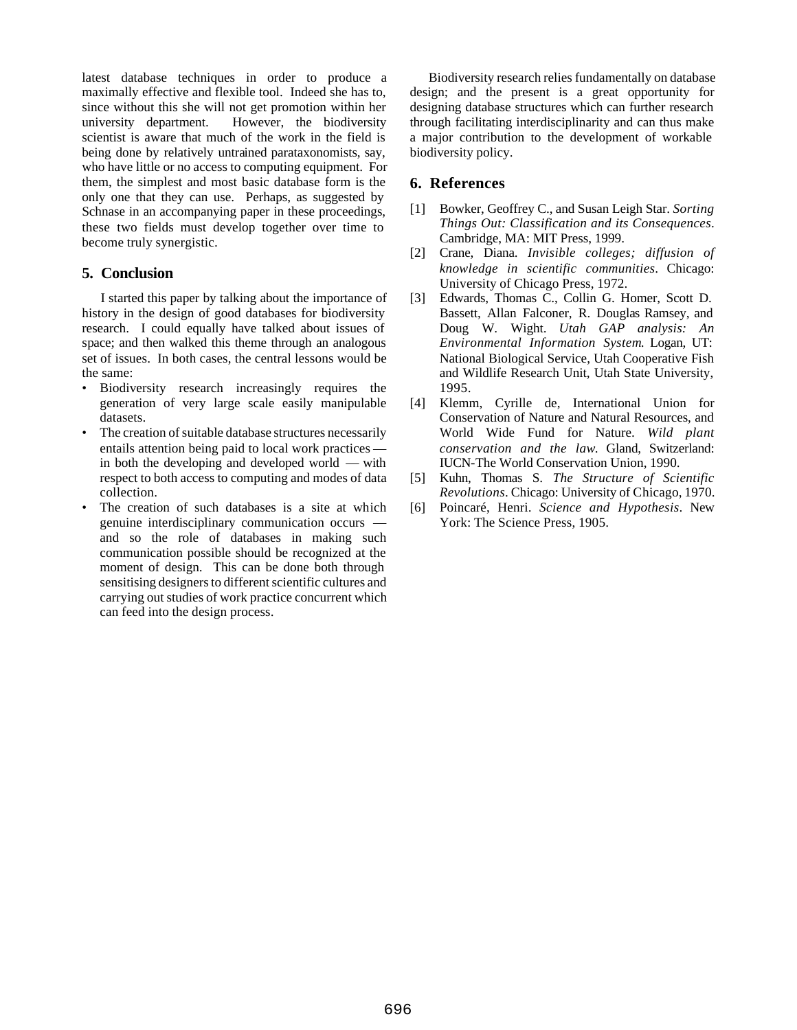latest database techniques in order to produce a maximally effective and flexible tool. Indeed she has to, since without this she will not get promotion within her university department. However, the biodiversity scientist is aware that much of the work in the field is being done by relatively untrained parataxonomists, say, who have little or no access to computing equipment. For them, the simplest and most basic database form is the only one that they can use. Perhaps, as suggested by Schnase in an accompanying paper in these proceedings, these two fields must develop together over time to become truly synergistic.

## 5. Conclusion

I started this paper by talking about the importance of history in the design of good databases for biodiversity research. I could equally have talked about issues of space; and then walked this theme through an analogous set of issues. In both cases, the central lessons would be the same:

- Biodiversity research increasingly requires the generation of very large scale easily manipulable datasets.
- The creation of suitable database structures necessarily entails attention being paid to local work practices — in both the developing and developed world — with respect to both access to computing and modes of data collection.
- The creation of such databases is a site at which genuine interdisciplinary communication occurs — and so the role of databases in making such communication possible should be recognized at the moment of design. This can be done both through sensitising designers to different scientific cultures and carrying out studies of work practice concurrent which can feed into the design process.

Biodiversity research relies fundamentally on database design; and the present is a great opportunity for designing database structures which can further research through facilitating interdisciplinarity and can thus make a major contribution to the development of workable biodiversity policy.

## 6. References

[1] Bowker, Geoffrey C., and Susan Leigh Star. *Sorting Things Out: Classification and its Consequences*. Cambridge, MA: MIT Press, 1999.

[2] Crane, Diana. *Invisible colleges; diffusion of knowledge in scientific communities*. Chicago: University of Chicago Press, 1972.

[3] Edwards, Thomas C., Collin G. Homer, Scott D. Bassett, Allan Falconer, R. Douglas Ramsey, and Doug W. Wight. *Utah GAP analysis: An Environmental Information System*. Logan, UT: National Biological Service, Utah Cooperative Fish and Wildlife Research Unit, Utah State University, 1995.

[4] Klemm, Cyrille de, International Union for Conservation of Nature and Natural Resources, and World Wide Fund for Nature. *Wild plant conservation and the law*. Gland, Switzerland: IUCN-The World Conservation Union, 1990.

[5] Kuhn, Thomas S. *The Structure of Scientific Revolutions*. Chicago: University of Chicago, 1970.

[6] Poincaré, Henri. *Science and Hypothesis*. New York: The Science Press, 1905.